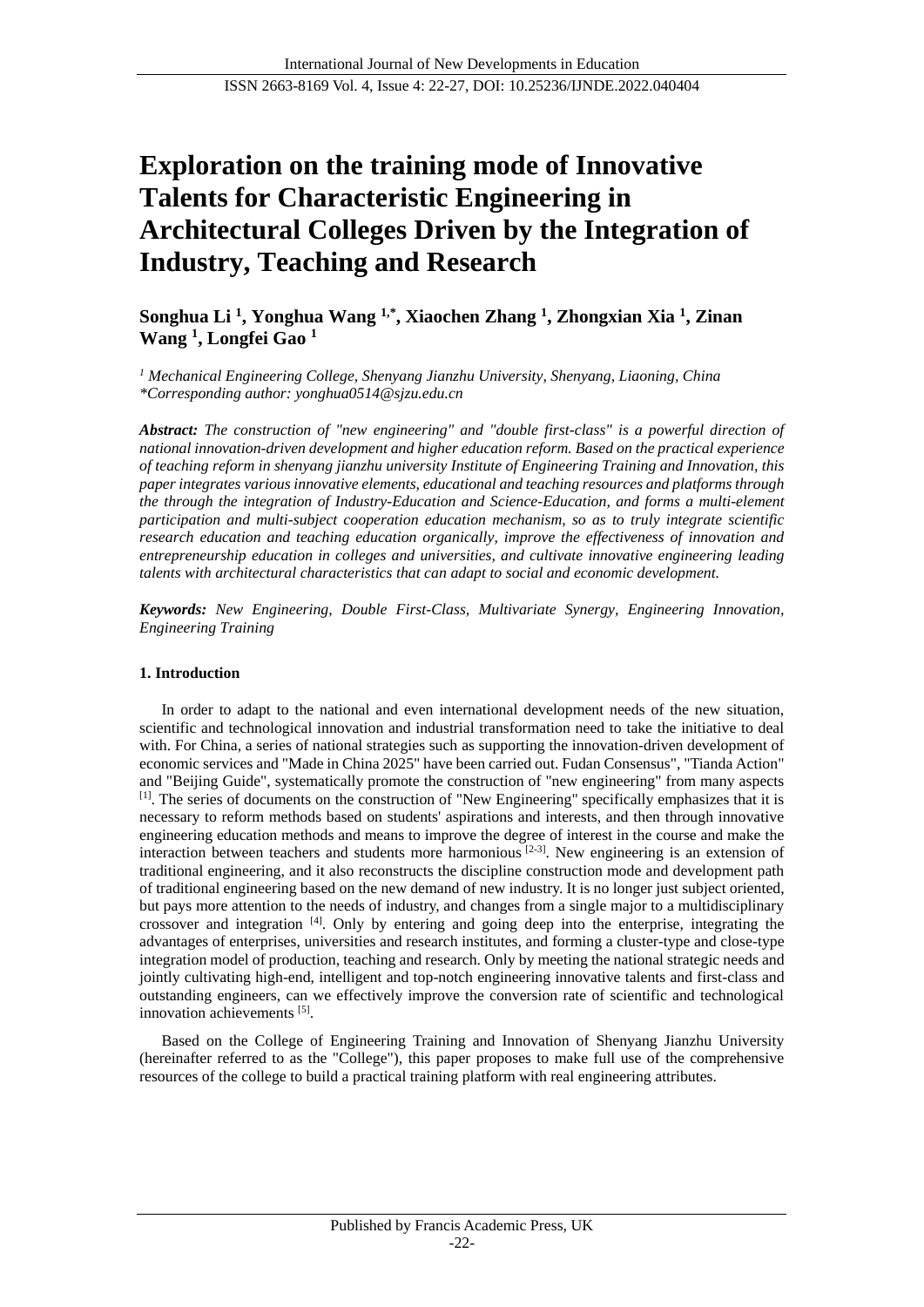# Exploration on the training mode of Innovative Talents for Characteristic Engineering in Architectural Colleges Driven by the Integration of Industry, Teaching and Research

**Songhua Li [1], Yonghua Wang [1,*], Xiaochen Zhang [1], Zhongxian Xia [1], Zinan Wang [1], Longfei Gao [1]**

*[1] Mechanical Engineering College, Shenyang Jianzhu University, Shenyang, Liaoning, China*
*\*Corresponding author: yonghua0514@sjzu.edu.cn*

***Abstract:*** *The construction of "new engineering" and "double first-class" is a powerful direction of national innovation-driven development and higher education reform. Based on the practical experience of teaching reform in shenyang jianzhu university Institute of Engineering Training and Innovation, this paper integrates various innovative elements, educational and teaching resources and platforms through the through the integration of Industry-Education and Science-Education, and forms a multi-element participation and multi-subject cooperation education mechanism, so as to truly integrate scientific research education and teaching education organically, improve the effectiveness of innovation and entrepreneurship education in colleges and universities, and cultivate innovative engineering leading talents with architectural characteristics that can adapt to social and economic development.*

***Keywords:*** *New Engineering, Double First-Class, Multivariate Synergy, Engineering Innovation, Engineering Training*

## 1. Introduction

In order to adapt to the national and even international development needs of the new situation, scientific and technological innovation and industrial transformation need to take the initiative to deal with. For China, a series of national strategies such as supporting the innovation-driven development of economic services and "Made in China 2025" have been carried out. Fudan Consensus", "Tianda Action" and "Beijing Guide", systematically promote the construction of "new engineering" from many aspects [1]. The series of documents on the construction of "New Engineering" specifically emphasizes that it is necessary to reform methods based on students' aspirations and interests, and then through innovative engineering education methods and means to improve the degree of interest in the course and make the interaction between teachers and students more harmonious [2-3]. New engineering is an extension of traditional engineering, and it also reconstructs the discipline construction mode and development path of traditional engineering based on the new demand of new industry. It is no longer just subject oriented, but pays more attention to the needs of industry, and changes from a single major to a multidisciplinary crossover and integration [4]. Only by entering and going deep into the enterprise, integrating the advantages of enterprises, universities and research institutes, and forming a cluster-type and close-type integration model of production, teaching and research. Only by meeting the national strategic needs and jointly cultivating high-end, intelligent and top-notch engineering innovative talents and first-class and outstanding engineers, can we effectively improve the conversion rate of scientific and technological innovation achievements [5].

Based on the College of Engineering Training and Innovation of Shenyang Jianzhu University (hereinafter referred to as the "College"), this paper proposes to make full use of the comprehensive resources of the college to build a practical training platform with real engineering attributes.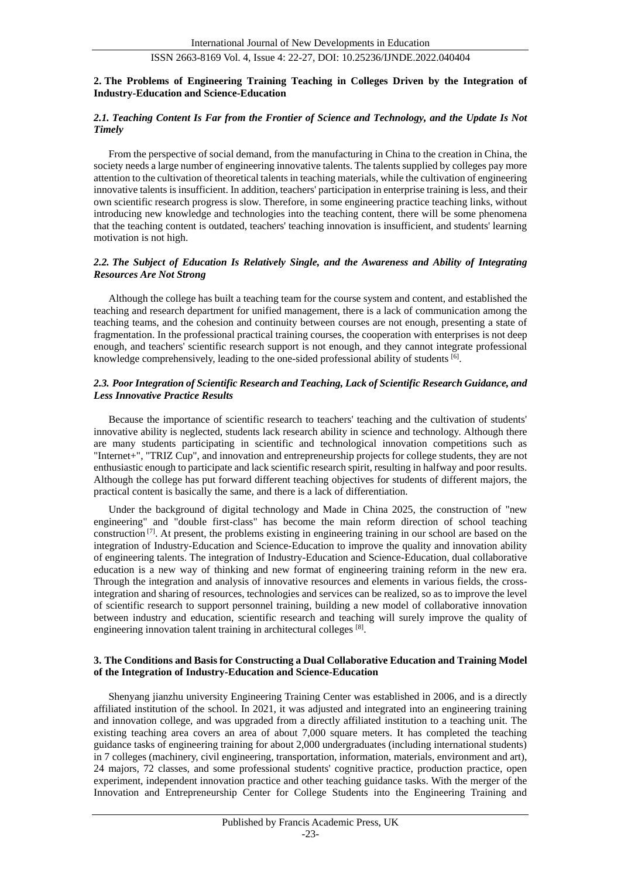## 2. The Problems of Engineering Training Teaching in Colleges Driven by the Integration of Industry-Education and Science-Education

### *2.1. Teaching Content Is Far from the Frontier of Science and Technology, and the Update Is Not Timely*

From the perspective of social demand, from the manufacturing in China to the creation in China, the society needs a large number of engineering innovative talents. The talents supplied by colleges pay more attention to the cultivation of theoretical talents in teaching materials, while the cultivation of engineering innovative talents is insufficient. In addition, teachers' participation in enterprise training is less, and their own scientific research progress is slow. Therefore, in some engineering practice teaching links, without introducing new knowledge and technologies into the teaching content, there will be some phenomena that the teaching content is outdated, teachers' teaching innovation is insufficient, and students' learning motivation is not high.

### *2.2. The Subject of Education Is Relatively Single, and the Awareness and Ability of Integrating Resources Are Not Strong*

Although the college has built a teaching team for the course system and content, and established the teaching and research department for unified management, there is a lack of communication among the teaching teams, and the cohesion and continuity between courses are not enough, presenting a state of fragmentation. In the professional practical training courses, the cooperation with enterprises is not deep enough, and teachers' scientific research support is not enough, and they cannot integrate professional knowledge comprehensively, leading to the one-sided professional ability of students [6].

### *2.3. Poor Integration of Scientific Research and Teaching, Lack of Scientific Research Guidance, and Less Innovative Practice Results*

Because the importance of scientific research to teachers' teaching and the cultivation of students' innovative ability is neglected, students lack research ability in science and technology. Although there are many students participating in scientific and technological innovation competitions such as "Internet+", "TRIZ Cup", and innovation and entrepreneurship projects for college students, they are not enthusiastic enough to participate and lack scientific research spirit, resulting in halfway and poor results. Although the college has put forward different teaching objectives for students of different majors, the practical content is basically the same, and there is a lack of differentiation.

Under the background of digital technology and Made in China 2025, the construction of "new engineering" and "double first-class" has become the main reform direction of school teaching construction [7]. At present, the problems existing in engineering training in our school are based on the integration of Industry-Education and Science-Education to improve the quality and innovation ability of engineering talents. The integration of Industry-Education and Science-Education, dual collaborative education is a new way of thinking and new format of engineering training reform in the new era. Through the integration and analysis of innovative resources and elements in various fields, the cross-integration and sharing of resources, technologies and services can be realized, so as to improve the level of scientific research to support personnel training, building a new model of collaborative innovation between industry and education, scientific research and teaching will surely improve the quality of engineering innovation talent training in architectural colleges [8].

## 3. The Conditions and Basis for Constructing a Dual Collaborative Education and Training Model of the Integration of Industry-Education and Science-Education

Shenyang jianzhu university Engineering Training Center was established in 2006, and is a directly affiliated institution of the school. In 2021, it was adjusted and integrated into an engineering training and innovation college, and was upgraded from a directly affiliated institution to a teaching unit. The existing teaching area covers an area of about 7,000 square meters. It has completed the teaching guidance tasks of engineering training for about 2,000 undergraduates (including international students) in 7 colleges (machinery, civil engineering, transportation, information, materials, environment and art), 24 majors, 72 classes, and some professional students' cognitive practice, production practice, open experiment, independent innovation practice and other teaching guidance tasks. With the merger of the Innovation and Entrepreneurship Center for College Students into the Engineering Training and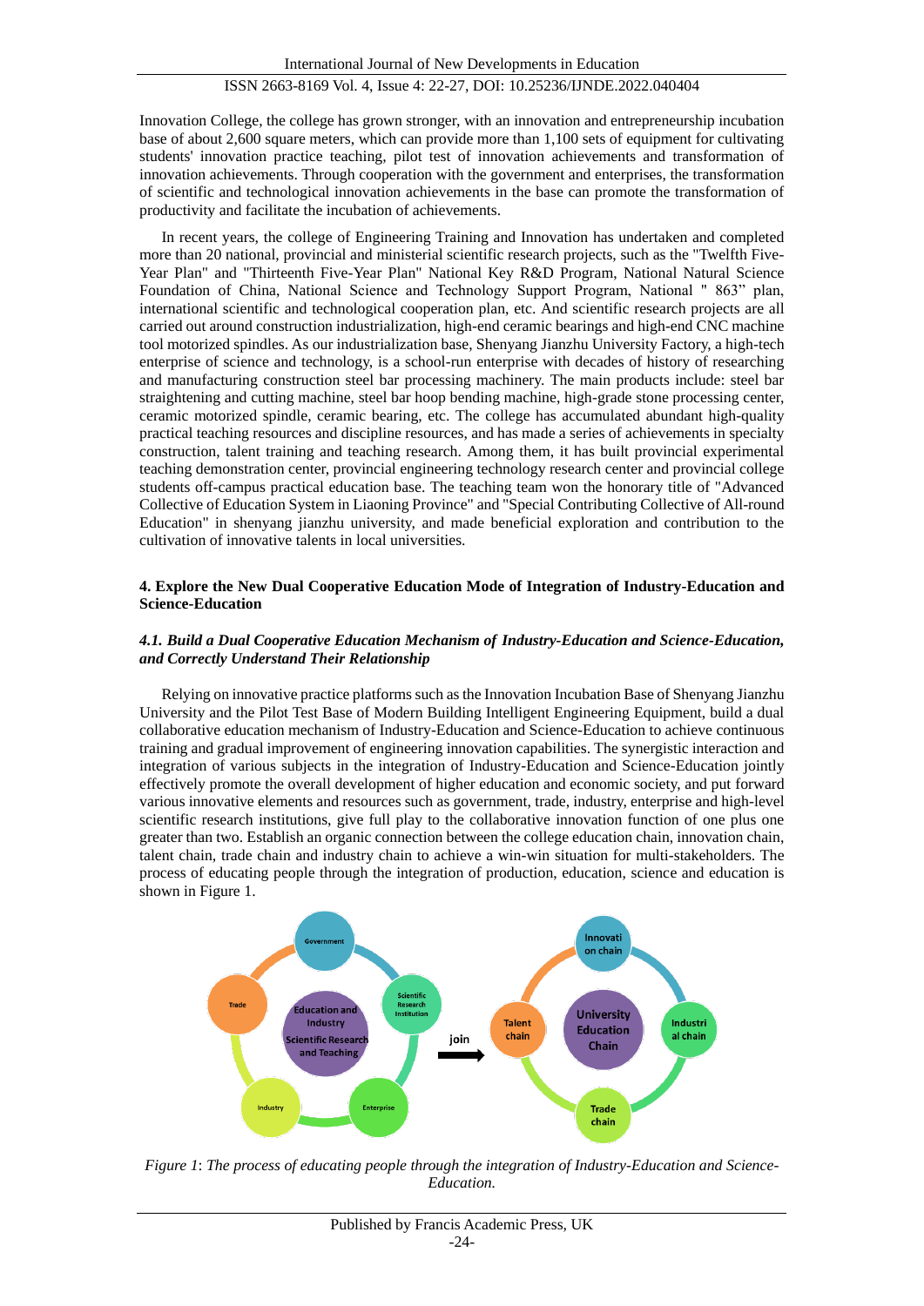Innovation College, the college has grown stronger, with an innovation and entrepreneurship incubation base of about 2,600 square meters, which can provide more than 1,100 sets of equipment for cultivating students' innovation practice teaching, pilot test of innovation achievements and transformation of innovation achievements. Through cooperation with the government and enterprises, the transformation of scientific and technological innovation achievements in the base can promote the transformation of productivity and facilitate the incubation of achievements.

In recent years, the college of Engineering Training and Innovation has undertaken and completed more than 20 national, provincial and ministerial scientific research projects, such as the "Twelfth Five-Year Plan" and "Thirteenth Five-Year Plan" National Key R&D Program, National Natural Science Foundation of China, National Science and Technology Support Program, National " 863" plan, international scientific and technological cooperation plan, etc. And scientific research projects are all carried out around construction industrialization, high-end ceramic bearings and high-end CNC machine tool motorized spindles. As our industrialization base, Shenyang Jianzhu University Factory, a high-tech enterprise of science and technology, is a school-run enterprise with decades of history of researching and manufacturing construction steel bar processing machinery. The main products include: steel bar straightening and cutting machine, steel bar hoop bending machine, high-grade stone processing center, ceramic motorized spindle, ceramic bearing, etc. The college has accumulated abundant high-quality practical teaching resources and discipline resources, and has made a series of achievements in specialty construction, talent training and teaching research. Among them, it has built provincial experimental teaching demonstration center, provincial engineering technology research center and provincial college students off-campus practical education base. The teaching team won the honorary title of "Advanced Collective of Education System in Liaoning Province" and "Special Contributing Collective of All-round Education" in shenyang jianzhu university, and made beneficial exploration and contribution to the cultivation of innovative talents in local universities.

## 4. Explore the New Dual Cooperative Education Mode of Integration of Industry-Education and Science-Education

### *4.1. Build a Dual Cooperative Education Mechanism of Industry-Education and Science-Education, and Correctly Understand Their Relationship*

Relying on innovative practice platforms such as the Innovation Incubation Base of Shenyang Jianzhu University and the Pilot Test Base of Modern Building Intelligent Engineering Equipment, build a dual collaborative education mechanism of Industry-Education and Science-Education to achieve continuous training and gradual improvement of engineering innovation capabilities. The synergistic interaction and integration of various subjects in the integration of Industry-Education and Science-Education jointly effectively promote the overall development of higher education and economic society, and put forward various innovative elements and resources such as government, trade, industry, enterprise and high-level scientific research institutions, give full play to the collaborative innovation function of one plus one greater than two. Establish an organic connection between the college education chain, innovation chain, talent chain, trade chain and industry chain to achieve a win-win situation for multi-stakeholders. The process of educating people through the integration of production, education, science and education is shown in Figure 1.

*Figure 1: The process of educating people through the integration of Industry-Education and Science-Education.*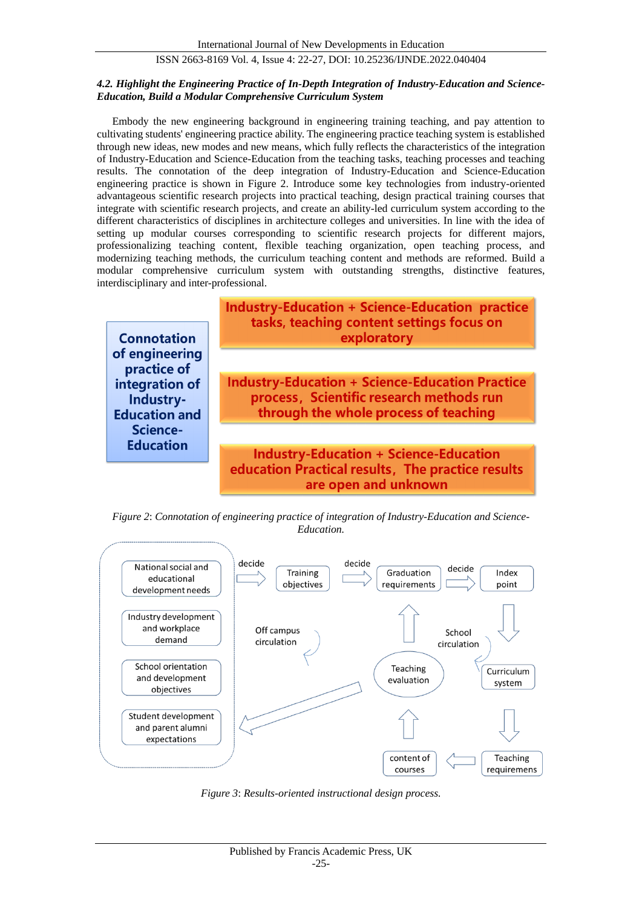### *4.2. Highlight the Engineering Practice of In-Depth Integration of Industry-Education and Science-Education, Build a Modular Comprehensive Curriculum System*

Embody the new engineering background in engineering training teaching, and pay attention to cultivating students' engineering practice ability. The engineering practice teaching system is established through new ideas, new modes and new means, which fully reflects the characteristics of the integration of Industry-Education and Science-Education from the teaching tasks, teaching processes and teaching results. The connotation of the deep integration of Industry-Education and Science-Education engineering practice is shown in Figure 2. Introduce some key technologies from industry-oriented advantageous scientific research projects into practical teaching, design practical training courses that integrate with scientific research projects, and create an ability-led curriculum system according to the different characteristics of disciplines in architecture colleges and universities. In line with the idea of setting up modular courses corresponding to scientific research projects for different majors, professionalizing teaching content, flexible teaching organization, open teaching process, and modernizing teaching methods, the curriculum teaching content and methods are reformed. Build a modular comprehensive curriculum system with outstanding strengths, distinctive features, interdisciplinary and inter-professional.

Connotation of engineering practice of integration of Industry-Education and Science-Education

Industry-Education + Science-Education practice tasks, teaching content settings focus on exploratory

Industry-Education + Science-Education Practice process，Scientific research methods run through the whole process of teaching

Industry-Education + Science-Education education Practical results，The practice results are open and unknown

*Figure 2*: *Connotation of engineering practice of integration of Industry-Education and Science-Education.*

National social and educational development needs

Industry development and workplace demand

School orientation and development objectives

Student development and parent alumni expectations

decide → Training objectives → decide → Graduation requirements → decide → Index point

Off campus circulation

School circulation

Teaching evaluation

Curriculum system

Teaching requiremens

content of courses

*Figure 3*: *Results-oriented instructional design process.*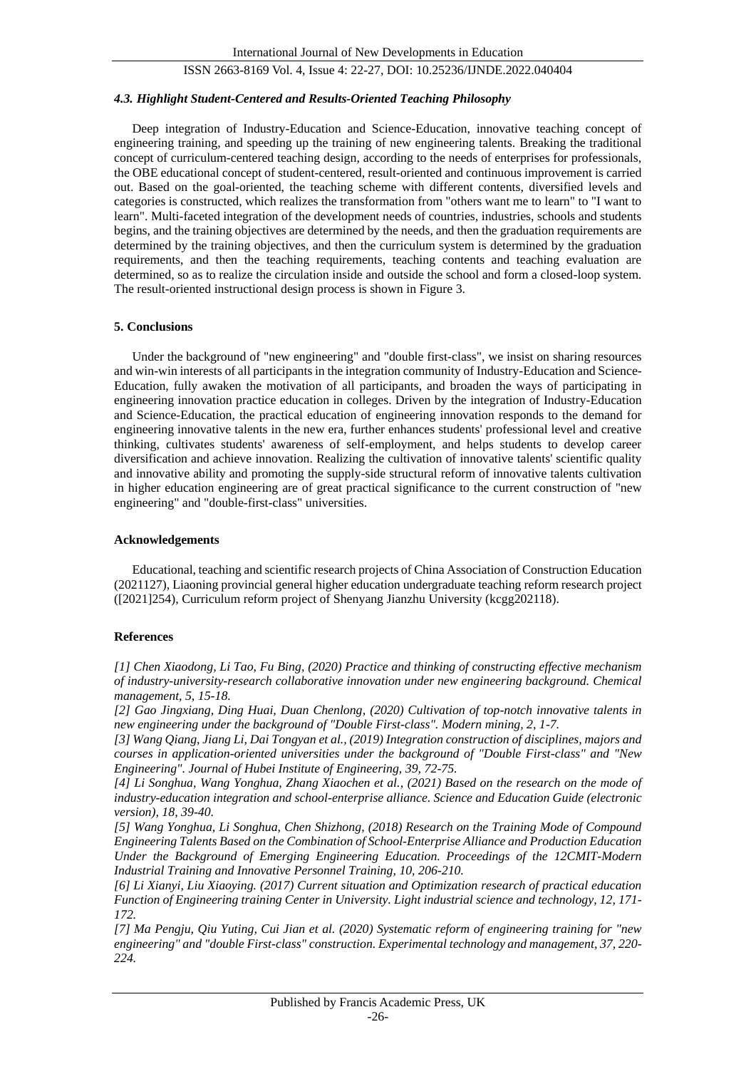### *4.3. Highlight Student-Centered and Results-Oriented Teaching Philosophy*

Deep integration of Industry-Education and Science-Education, innovative teaching concept of engineering training, and speeding up the training of new engineering talents. Breaking the traditional concept of curriculum-centered teaching design, according to the needs of enterprises for professionals, the OBE educational concept of student-centered, result-oriented and continuous improvement is carried out. Based on the goal-oriented, the teaching scheme with different contents, diversified levels and categories is constructed, which realizes the transformation from "others want me to learn" to "I want to learn". Multi-faceted integration of the development needs of countries, industries, schools and students begins, and the training objectives are determined by the needs, and then the graduation requirements are determined by the training objectives, and then the curriculum system is determined by the graduation requirements, and then the teaching requirements, teaching contents and teaching evaluation are determined, so as to realize the circulation inside and outside the school and form a closed-loop system. The result-oriented instructional design process is shown in Figure 3.

## 5. Conclusions

Under the background of "new engineering" and "double first-class", we insist on sharing resources and win-win interests of all participants in the integration community of Industry-Education and Science-Education, fully awaken the motivation of all participants, and broaden the ways of participating in engineering innovation practice education in colleges. Driven by the integration of Industry-Education and Science-Education, the practical education of engineering innovation responds to the demand for engineering innovative talents in the new era, further enhances students' professional level and creative thinking, cultivates students' awareness of self-employment, and helps students to develop career diversification and achieve innovation. Realizing the cultivation of innovative talents' scientific quality and innovative ability and promoting the supply-side structural reform of innovative talents cultivation in higher education engineering are of great practical significance to the current construction of "new engineering" and "double-first-class" universities.

## Acknowledgements

Educational, teaching and scientific research projects of China Association of Construction Education (2021127), Liaoning provincial general higher education undergraduate teaching reform research project ([2021]254), Curriculum reform project of Shenyang Jianzhu University (kcgg202118).

## References

*[1] Chen Xiaodong, Li Tao, Fu Bing, (2020) Practice and thinking of constructing effective mechanism of industry-university-research collaborative innovation under new engineering background. Chemical management, 5, 15-18.*

*[2] Gao Jingxiang, Ding Huai, Duan Chenlong, (2020) Cultivation of top-notch innovative talents in new engineering under the background of "Double First-class". Modern mining, 2, 1-7.*

*[3] Wang Qiang, Jiang Li, Dai Tongyan et al., (2019) Integration construction of disciplines, majors and courses in application-oriented universities under the background of "Double First-class" and "New Engineering". Journal of Hubei Institute of Engineering, 39, 72-75.*

*[4] Li Songhua, Wang Yonghua, Zhang Xiaochen et al., (2021) Based on the research on the mode of industry-education integration and school-enterprise alliance. Science and Education Guide (electronic version), 18, 39-40.*

*[5] Wang Yonghua, Li Songhua, Chen Shizhong, (2018) Research on the Training Mode of Compound Engineering Talents Based on the Combination of School-Enterprise Alliance and Production Education Under the Background of Emerging Engineering Education. Proceedings of the 12CMIT-Modern Industrial Training and Innovative Personnel Training, 10, 206-210.*

*[6] Li Xianyi, Liu Xiaoying. (2017) Current situation and Optimization research of practical education Function of Engineering training Center in University. Light industrial science and technology, 12, 171-172.*

*[7] Ma Pengju, Qiu Yuting, Cui Jian et al. (2020) Systematic reform of engineering training for "new engineering" and "double First-class" construction. Experimental technology and management, 37, 220-224.*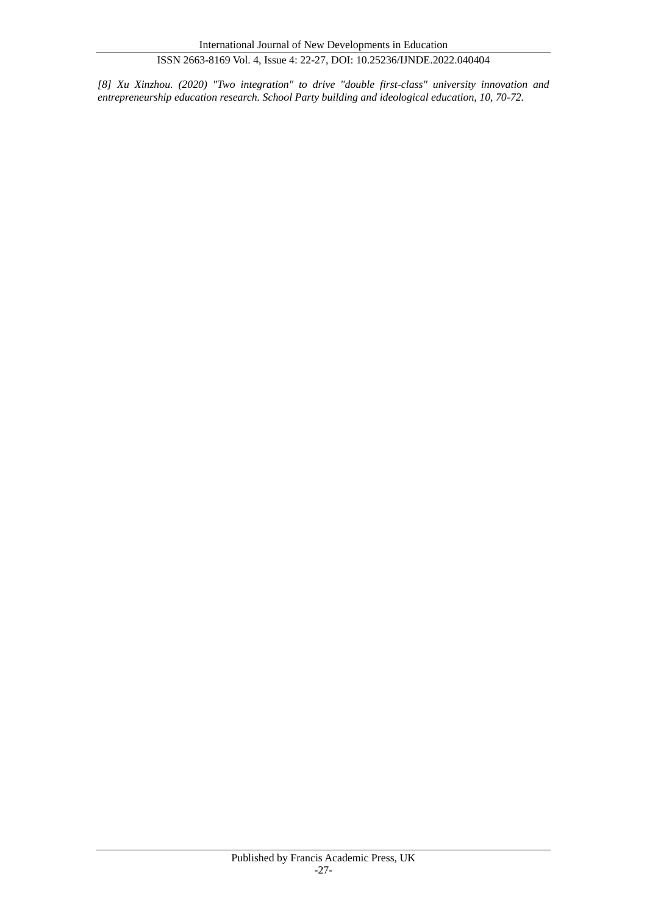*[8] Xu Xinzhou. (2020) "Two integration" to drive "double first-class" university innovation and entrepreneurship education research. School Party building and ideological education, 10, 70-72.*